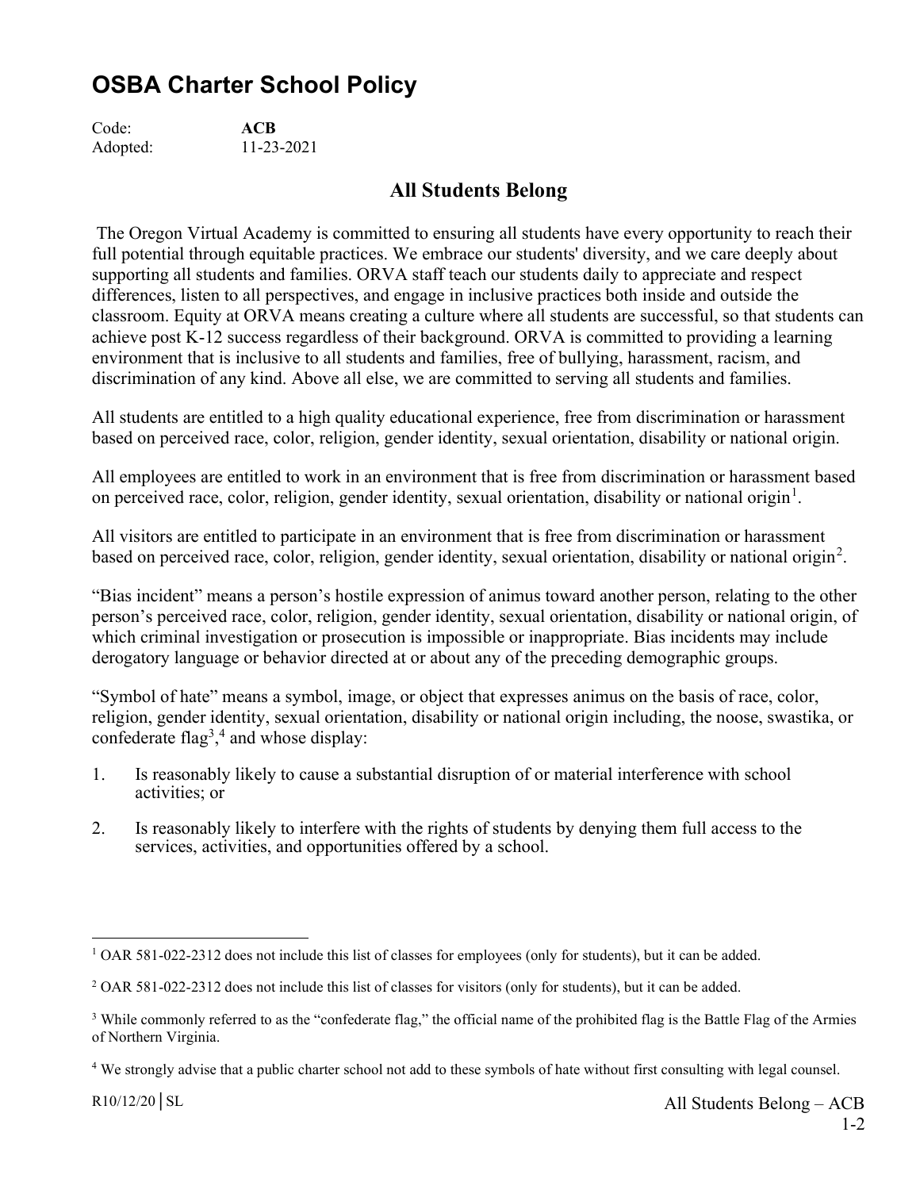# OSBA Charter School Policy

Code: **ACB**
Adopted: 11-23-2021

## All Students Belong

The Oregon Virtual Academy is committed to ensuring all students have every opportunity to reach their full potential through equitable practices. We embrace our students' diversity, and we care deeply about supporting all students and families. ORVA staff teach our students daily to appreciate and respect differences, listen to all perspectives, and engage in inclusive practices both inside and outside the classroom. Equity at ORVA means creating a culture where all students are successful, so that students can achieve post K-12 success regardless of their background. ORVA is committed to providing a learning environment that is inclusive to all students and families, free of bullying, harassment, racism, and discrimination of any kind. Above all else, we are committed to serving all students and families.

All students are entitled to a high quality educational experience, free from discrimination or harassment based on perceived race, color, religion, gender identity, sexual orientation, disability or national origin.

All employees are entitled to work in an environment that is free from discrimination or harassment based on perceived race, color, religion, gender identity, sexual orientation, disability or national origin[1].

All visitors are entitled to participate in an environment that is free from discrimination or harassment based on perceived race, color, religion, gender identity, sexual orientation, disability or national origin[2].

"Bias incident" means a person's hostile expression of animus toward another person, relating to the other person's perceived race, color, religion, gender identity, sexual orientation, disability or national origin, of which criminal investigation or prosecution is impossible or inappropriate. Bias incidents may include derogatory language or behavior directed at or about any of the preceding demographic groups.

"Symbol of hate" means a symbol, image, or object that expresses animus on the basis of race, color, religion, gender identity, sexual orientation, disability or national origin including, the noose, swastika, or confederate flag[3],[4] and whose display:

1. Is reasonably likely to cause a substantial disruption of or material interference with school activities; or
2. Is reasonably likely to interfere with the rights of students by denying them full access to the services, activities, and opportunities offered by a school.

---

[1] OAR 581-022-2312 does not include this list of classes for employees (only for students), but it can be added.

[2] OAR 581-022-2312 does not include this list of classes for visitors (only for students), but it can be added.

[3] While commonly referred to as the "confederate flag," the official name of the prohibited flag is the Battle Flag of the Armies of Northern Virginia.

[4] We strongly advise that a public charter school not add to these symbols of hate without first consulting with legal counsel.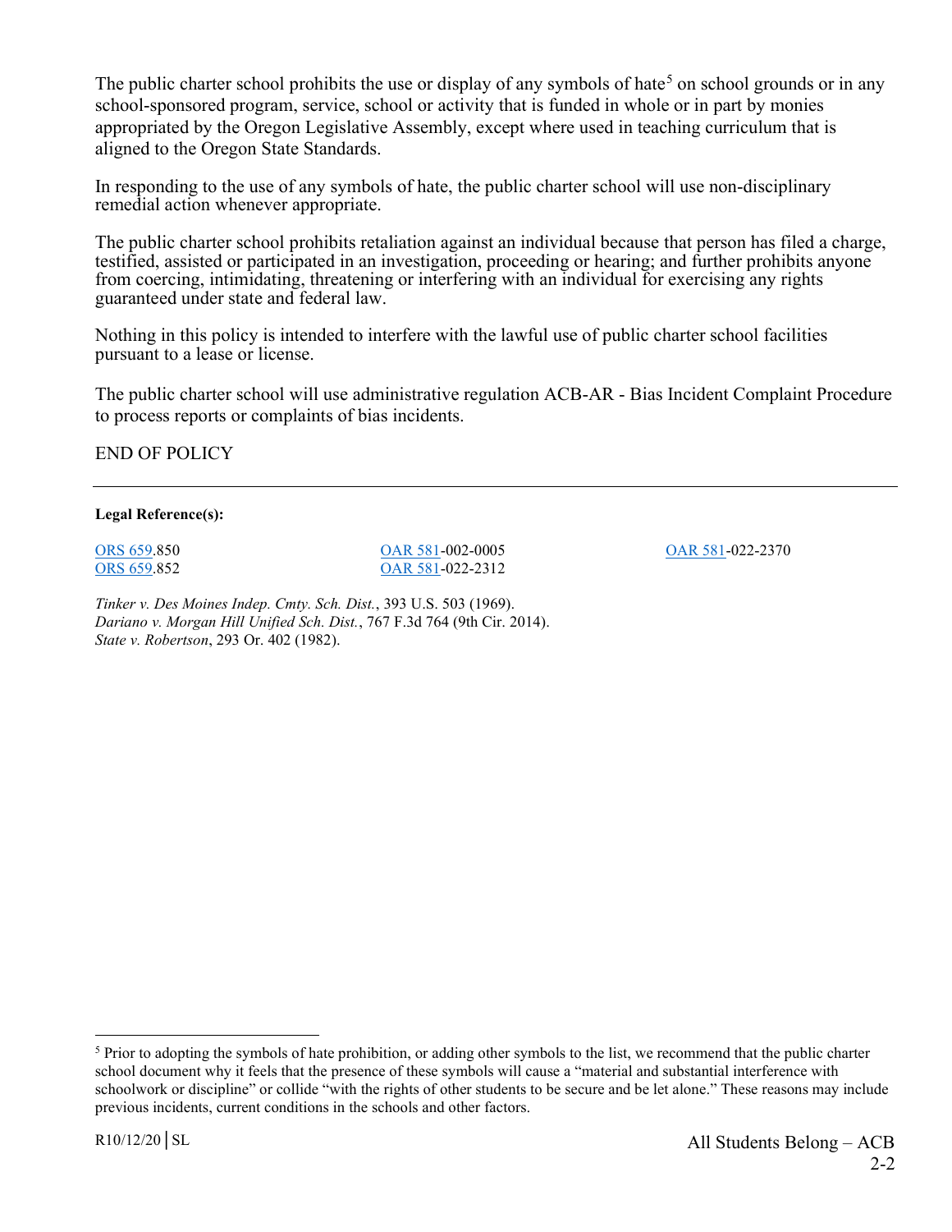The public charter school prohibits the use or display of any symbols of hate[5] on school grounds or in any school-sponsored program, service, school or activity that is funded in whole or in part by monies appropriated by the Oregon Legislative Assembly, except where used in teaching curriculum that is aligned to the Oregon State Standards.

In responding to the use of any symbols of hate, the public charter school will use non-disciplinary remedial action whenever appropriate.

The public charter school prohibits retaliation against an individual because that person has filed a charge, testified, assisted or participated in an investigation, proceeding or hearing; and further prohibits anyone from coercing, intimidating, threatening or interfering with an individual for exercising any rights guaranteed under state and federal law.

Nothing in this policy is intended to interfere with the lawful use of public charter school facilities pursuant to a lease or license.

The public charter school will use administrative regulation ACB-AR - Bias Incident Complaint Procedure to process reports or complaints of bias incidents.

END OF POLICY

---

**Legal Reference(s):**

ORS 659.850
ORS 659.852
OAR 581-002-0005
OAR 581-022-2312
OAR 581-022-2370

*Tinker v. Des Moines Indep. Cmty. Sch. Dist.*, 393 U.S. 503 (1969).
*Dariano v. Morgan Hill Unified Sch. Dist.*, 767 F.3d 764 (9th Cir. 2014).
*State v. Robertson*, 293 Or. 402 (1982).

---

[5] Prior to adopting the symbols of hate prohibition, or adding other symbols to the list, we recommend that the public charter school document why it feels that the presence of these symbols will cause a "material and substantial interference with schoolwork or discipline" or collide "with the rights of other students to be secure and be let alone." These reasons may include previous incidents, current conditions in the schools and other factors.